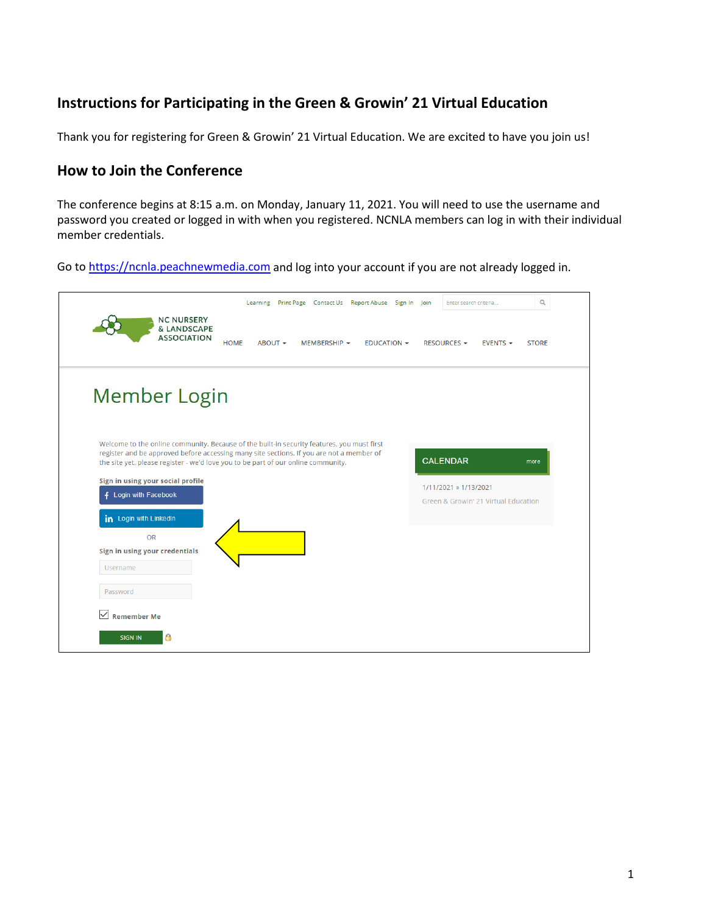## Instructions for Participating in the Green & Growin' 21 Virtual Education

Thank you for registering for Green & Growin' 21 Virtual Education. We are excited to have you join us!

## How to Join the Conference

The conference begins at 8:15 a.m. on Monday, January 11, 2021. You will need to use the username and password you created or logged in with when you registered. NCNLA members can log in with their individual member credentials.

Go to [https://ncnla.peachnewmedia.com](https://ncnla.peachnewmedia.com) and log into your account if you are not already logged in.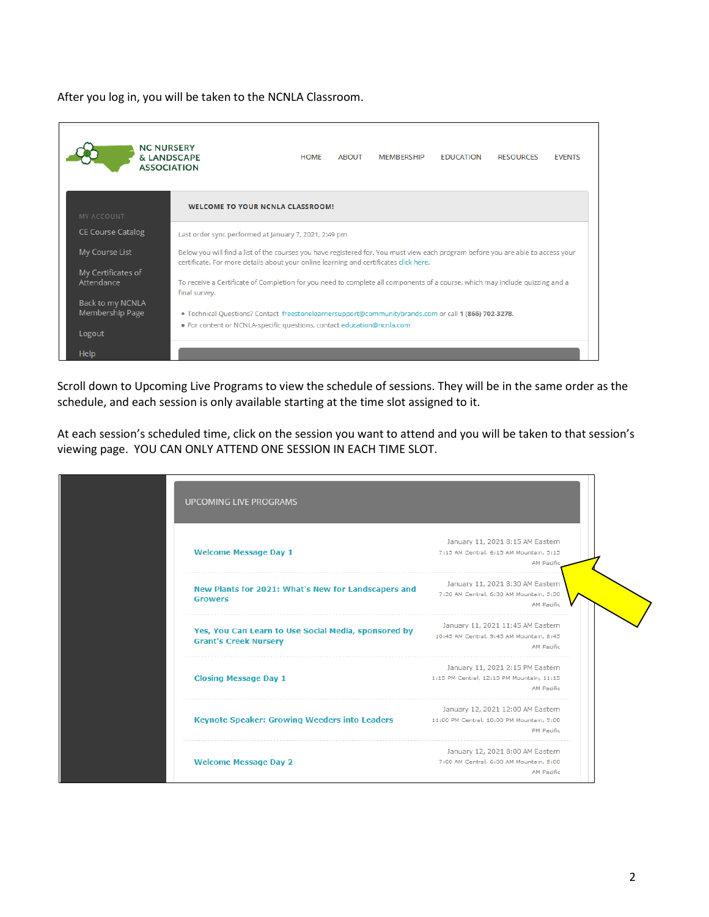After you log in, you will be taken to the NCNLA Classroom.

NC NURSERY & LANDSCAPE ASSOCIATION

HOME ABOUT MEMBERSHIP EDUCATION RESOURCES EVENTS

MY ACCOUNT

- CE Course Catalog
- My Course List
- My Certificates of Attendance
- Back to my NCNLA Membership Page
- Logout
- Help

**WELCOME TO YOUR NCNLA CLASSROOM!**

Last order sync performed at January 7, 2021, 2:49 pm

Below you will find a list of the courses you have registered for. You must view each program before you are able to access your certificate. For more details about your online learning and certificates click here.

To receive a Certificate of Completion for you need to complete all components of a course, which may include quizzing and a final survey.

- Technical Questions? Contact freestonelearnersupport@communitybrands.com or call **1 (866) 702-3278.**
- For content or NCNLA-specific questions, contact education@ncnla.com

Scroll down to Upcoming Live Programs to view the schedule of sessions. They will be in the same order as the schedule, and each session is only available starting at the time slot assigned to it.

At each session's scheduled time, click on the session you want to attend and you will be taken to that session's viewing page. YOU CAN ONLY ATTEND ONE SESSION IN EACH TIME SLOT.

UPCOMING LIVE PROGRAMS

| Session | Time |
|---|---|
| Welcome Message Day 1 | January 11, 2021 8:15 AM Eastern 7:15 AM Central, 6:15 AM Mountain, 5:15 AM Pacific |
| New Plants for 2021: What's New for Landscapers and Growers | January 11, 2021 8:30 AM Eastern 7:30 AM Central, 6:30 AM Mountain, 5:30 AM Pacific |
| Yes, You Can Learn to Use Social Media, sponsored by Grant's Creek Nursery | January 11, 2021 11:45 AM Eastern 10:45 AM Central, 9:45 AM Mountain, 8:45 AM Pacific |
| Closing Message Day 1 | January 11, 2021 2:15 PM Eastern 1:15 PM Central, 12:15 PM Mountain, 11:15 AM Pacific |
| Keynote Speaker: Growing Weeders into Leaders | January 12, 2021 12:00 AM Eastern 11:00 PM Central, 10:00 PM Mountain, 9:00 PM Pacific |
| Welcome Message Day 2 | January 12, 2021 8:00 AM Eastern 7:00 AM Central, 6:00 AM Mountain, 5:00 AM Pacific |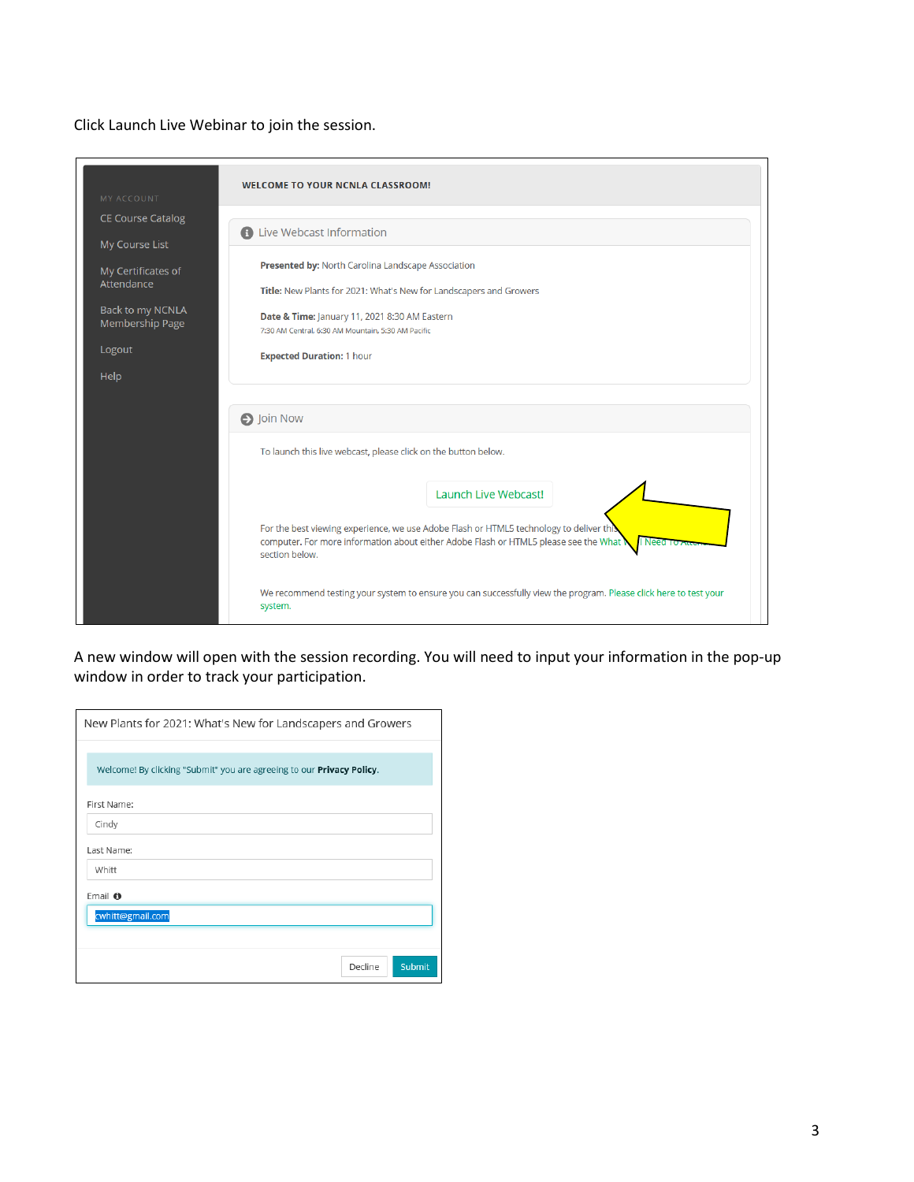Click Launch Live Webinar to join the session.

WELCOME TO YOUR NCNLA CLASSROOM!

MY ACCOUNT

- CE Course Catalog
- My Course List
- My Certificates of Attendance
- Back to my NCNLA Membership Page
- Logout
- Help

Live Webcast Information

**Presented by:** North Carolina Landscape Association

**Title:** New Plants for 2021: What's New for Landscapers and Growers

**Date & Time:** January 11, 2021 8:30 AM Eastern
7:30 AM Central, 6:30 AM Mountain, 5:30 AM Pacific

**Expected Duration:** 1 hour

Join Now

To launch this live webcast, please click on the button below.

Launch Live Webcast!

For the best viewing experience, we use Adobe Flash or HTML5 technology to deliver this computer. For more information about either Adobe Flash or HTML5 please see the What ... I Need To Attend section below.

We recommend testing your system to ensure you can successfully view the program. Please click here to test your system.

A new window will open with the session recording. You will need to input your information in the pop-up window in order to track your participation.

New Plants for 2021: What's New for Landscapers and Growers

Welcome! By clicking "Submit" you are agreeing to our **Privacy Policy**.

First Name: Cindy

Last Name: Whitt

Email: cwhitt@gmail.com

Decline | Submit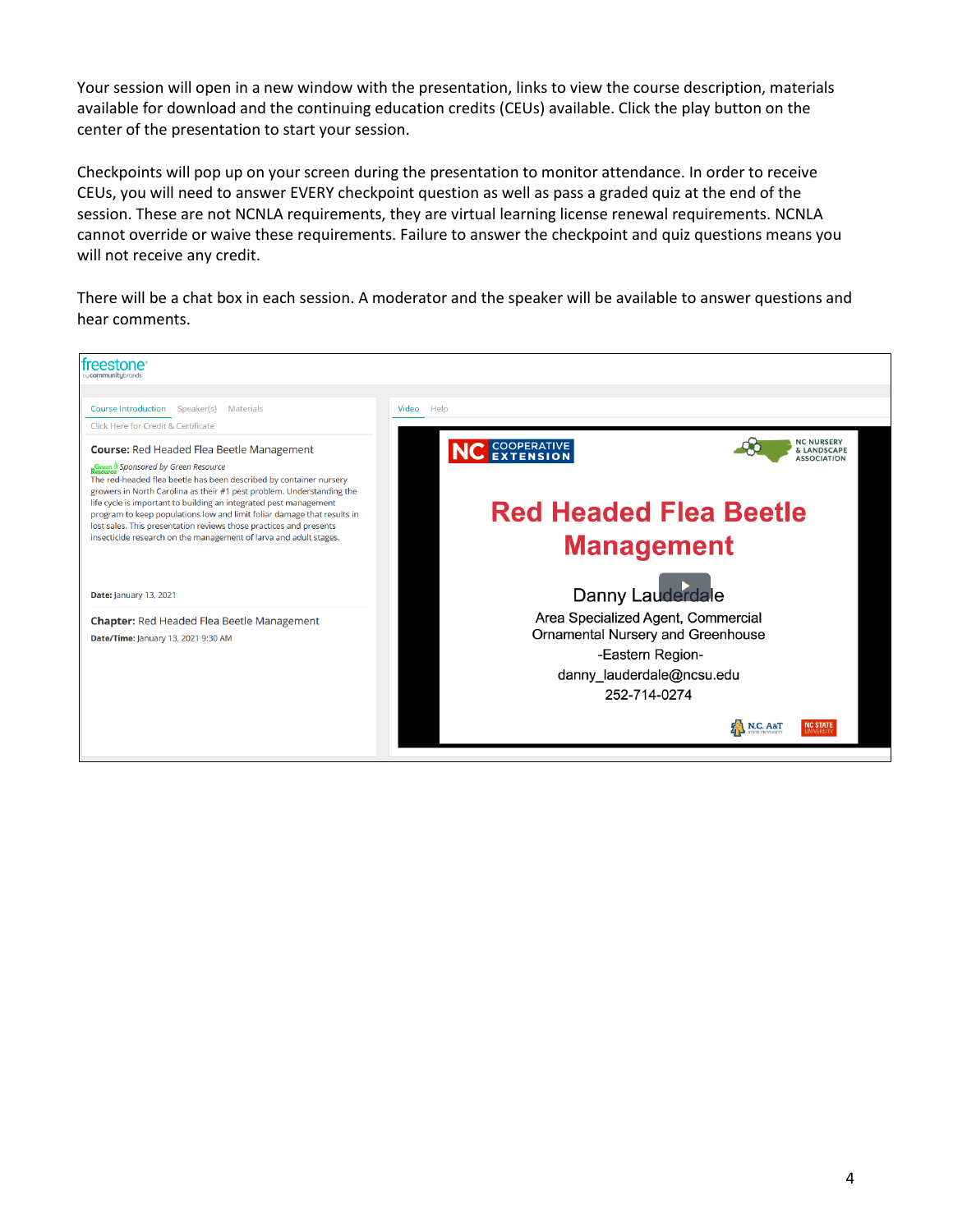Your session will open in a new window with the presentation, links to view the course description, materials available for download and the continuing education credits (CEUs) available. Click the play button on the center of the presentation to start your session.

Checkpoints will pop up on your screen during the presentation to monitor attendance. In order to receive CEUs, you will need to answer EVERY checkpoint question as well as pass a graded quiz at the end of the session. These are not NCNLA requirements, they are virtual learning license renewal requirements. NCNLA cannot override or waive these requirements. Failure to answer the checkpoint and quiz questions means you will not receive any credit.

There will be a chat box in each session. A moderator and the speaker will be available to answer questions and hear comments.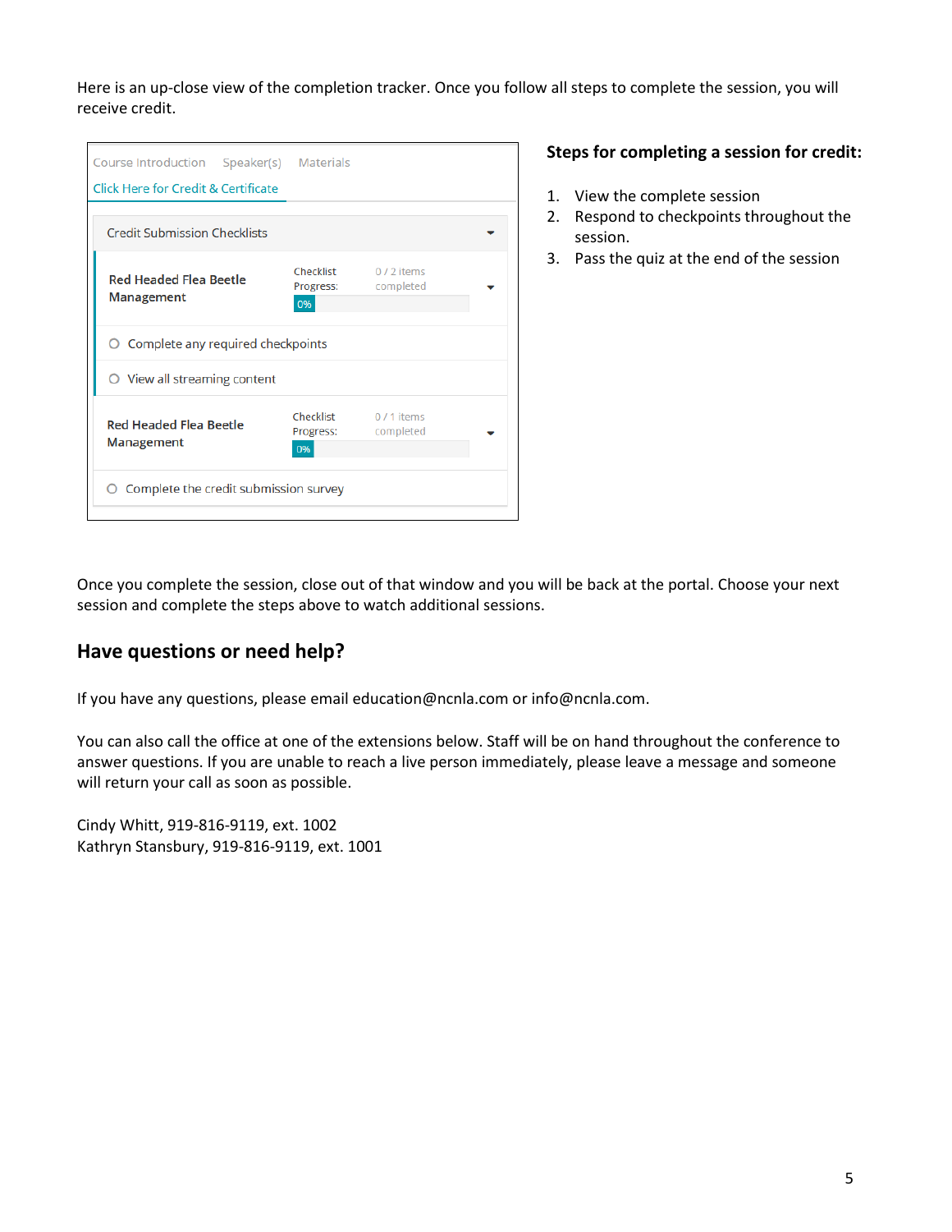Here is an up-close view of the completion tracker. Once you follow all steps to complete the session, you will receive credit.

Course Introduction Speaker(s) Materials

Click Here for Credit & Certificate

Credit Submission Checklists

**Red Headed Flea Beetle Management** Checklist Progress: 0 / 2 items completed 0%

- Complete any required checkpoints
- View all streaming content

Red Headed Flea Beetle Management Checklist Progress: 0 / 1 items completed 0%

- Complete the credit submission survey

### Steps for completing a session for credit:

1. View the complete session
2. Respond to checkpoints throughout the session.
3. Pass the quiz at the end of the session

Once you complete the session, close out of that window and you will be back at the portal. Choose your next session and complete the steps above to watch additional sessions.

## Have questions or need help?

If you have any questions, please email education@ncnla.com or info@ncnla.com.

You can also call the office at one of the extensions below. Staff will be on hand throughout the conference to answer questions. If you are unable to reach a live person immediately, please leave a message and someone will return your call as soon as possible.

Cindy Whitt, 919-816-9119, ext. 1002
Kathryn Stansbury, 919-816-9119, ext. 1001